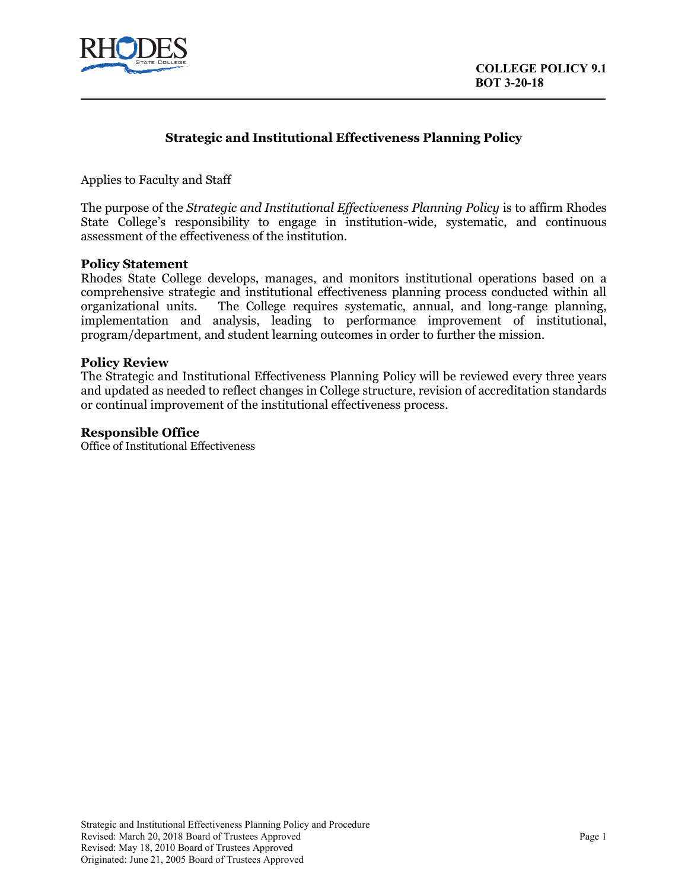**COLLEGE POLICY 9.1**
**BOT 3-20-18**

# Strategic and Institutional Effectiveness Planning Policy

Applies to Faculty and Staff

The purpose of the *Strategic and Institutional Effectiveness Planning Policy* is to affirm Rhodes State College's responsibility to engage in institution-wide, systematic, and continuous assessment of the effectiveness of the institution.

## Policy Statement

Rhodes State College develops, manages, and monitors institutional operations based on a comprehensive strategic and institutional effectiveness planning process conducted within all organizational units. The College requires systematic, annual, and long-range planning, implementation and analysis, leading to performance improvement of institutional, program/department, and student learning outcomes in order to further the mission.

## Policy Review

The Strategic and Institutional Effectiveness Planning Policy will be reviewed every three years and updated as needed to reflect changes in College structure, revision of accreditation standards or continual improvement of the institutional effectiveness process.

## Responsible Office

Office of Institutional Effectiveness

Strategic and Institutional Effectiveness Planning Policy and Procedure
Revised: March 20, 2018 Board of Trustees Approved
Revised: May 18, 2010 Board of Trustees Approved
Originated: June 21, 2005 Board of Trustees Approved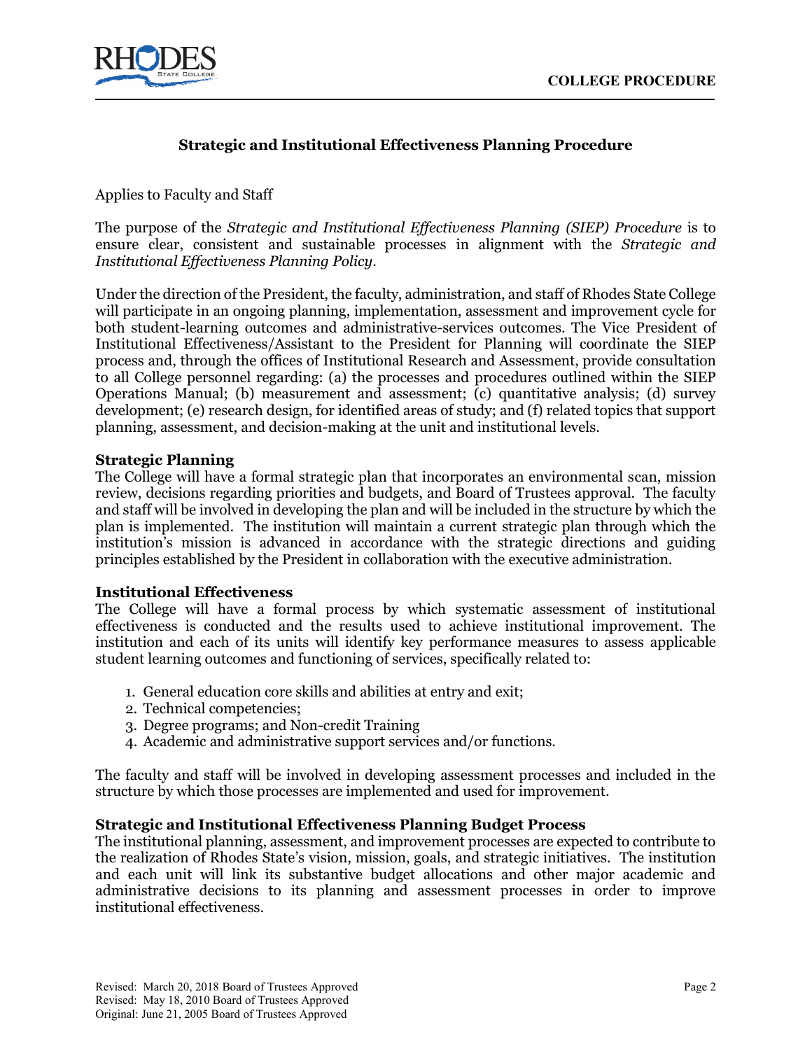### Strategic and Institutional Effectiveness Planning Procedure

Applies to Faculty and Staff

The purpose of the *Strategic and Institutional Effectiveness Planning (SIEP) Procedure* is to ensure clear, consistent and sustainable processes in alignment with the *Strategic and Institutional Effectiveness Planning Policy*.

Under the direction of the President, the faculty, administration, and staff of Rhodes State College will participate in an ongoing planning, implementation, assessment and improvement cycle for both student-learning outcomes and administrative-services outcomes. The Vice President of Institutional Effectiveness/Assistant to the President for Planning will coordinate the SIEP process and, through the offices of Institutional Research and Assessment, provide consultation to all College personnel regarding: (a) the processes and procedures outlined within the SIEP Operations Manual; (b) measurement and assessment; (c) quantitative analysis; (d) survey development; (e) research design, for identified areas of study; and (f) related topics that support planning, assessment, and decision-making at the unit and institutional levels.

**Strategic Planning**

The College will have a formal strategic plan that incorporates an environmental scan, mission review, decisions regarding priorities and budgets, and Board of Trustees approval. The faculty and staff will be involved in developing the plan and will be included in the structure by which the plan is implemented. The institution will maintain a current strategic plan through which the institution's mission is advanced in accordance with the strategic directions and guiding principles established by the President in collaboration with the executive administration.

**Institutional Effectiveness**

The College will have a formal process by which systematic assessment of institutional effectiveness is conducted and the results used to achieve institutional improvement. The institution and each of its units will identify key performance measures to assess applicable student learning outcomes and functioning of services, specifically related to:

1. General education core skills and abilities at entry and exit;
2. Technical competencies;
3. Degree programs; and Non-credit Training
4. Academic and administrative support services and/or functions.

The faculty and staff will be involved in developing assessment processes and included in the structure by which those processes are implemented and used for improvement.

**Strategic and Institutional Effectiveness Planning Budget Process**

The institutional planning, assessment, and improvement processes are expected to contribute to the realization of Rhodes State's vision, mission, goals, and strategic initiatives. The institution and each unit will link its substantive budget allocations and other major academic and administrative decisions to its planning and assessment processes in order to improve institutional effectiveness.

Revised: March 20, 2018 Board of Trustees Approved
Revised: May 18, 2010 Board of Trustees Approved
Original: June 21, 2005 Board of Trustees Approved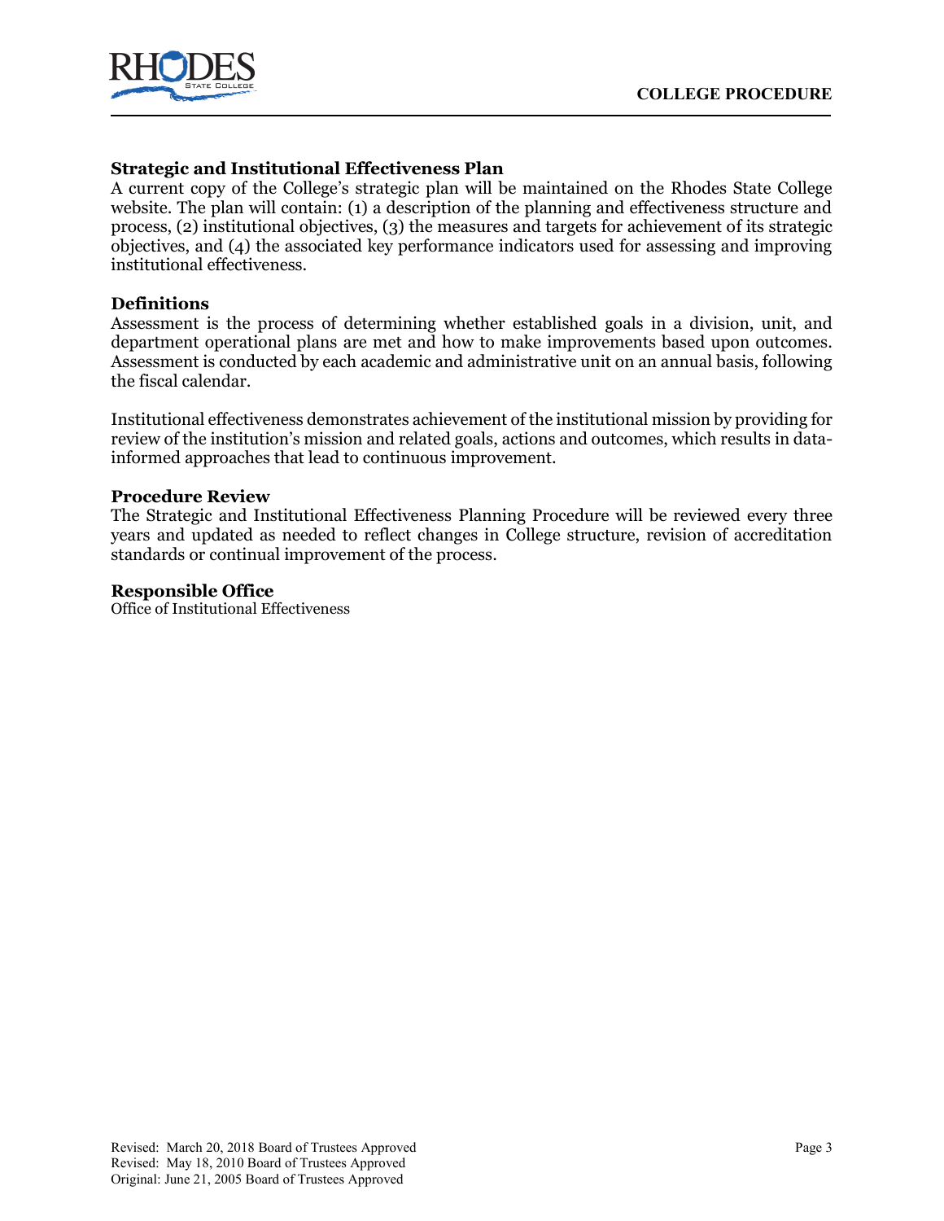## Strategic and Institutional Effectiveness Plan

A current copy of the College's strategic plan will be maintained on the Rhodes State College website. The plan will contain: (1) a description of the planning and effectiveness structure and process, (2) institutional objectives, (3) the measures and targets for achievement of its strategic objectives, and (4) the associated key performance indicators used for assessing and improving institutional effectiveness.

## Definitions

Assessment is the process of determining whether established goals in a division, unit, and department operational plans are met and how to make improvements based upon outcomes. Assessment is conducted by each academic and administrative unit on an annual basis, following the fiscal calendar.

Institutional effectiveness demonstrates achievement of the institutional mission by providing for review of the institution's mission and related goals, actions and outcomes, which results in data-informed approaches that lead to continuous improvement.

## Procedure Review

The Strategic and Institutional Effectiveness Planning Procedure will be reviewed every three years and updated as needed to reflect changes in College structure, revision of accreditation standards or continual improvement of the process.

## Responsible Office

Office of Institutional Effectiveness

Revised: March 20, 2018 Board of Trustees Approved
Revised: May 18, 2010 Board of Trustees Approved
Original: June 21, 2005 Board of Trustees Approved